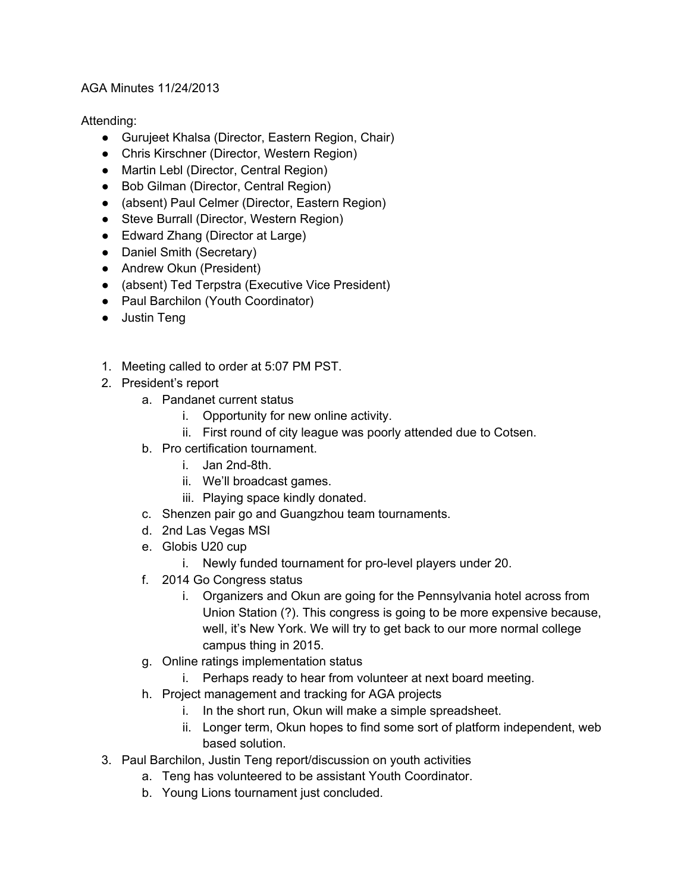AGA Minutes 11/24/2013

Attending:

- Gurujeet Khalsa (Director, Eastern Region, Chair)
- Chris Kirschner (Director, Western Region)
- Martin Lebl (Director, Central Region)
- Bob Gilman (Director, Central Region)
- (absent) Paul Celmer (Director, Eastern Region)
- Steve Burrall (Director, Western Region)
- Edward Zhang (Director at Large)
- Daniel Smith (Secretary)
- Andrew Okun (President)
- (absent) Ted Terpstra (Executive Vice President)
- Paul Barchilon (Youth Coordinator)
- Justin Teng

1. Meeting called to order at 5:07 PM PST.
2. President's report
    a. Pandanet current status
        i. Opportunity for new online activity.
        ii. First round of city league was poorly attended due to Cotsen.
    b. Pro certification tournament.
        i. Jan 2nd-8th.
        ii. We'll broadcast games.
        iii. Playing space kindly donated.
    c. Shenzen pair go and Guangzhou team tournaments.
    d. 2nd Las Vegas MSI
    e. Globis U20 cup
        i. Newly funded tournament for pro-level players under 20.
    f. 2014 Go Congress status
        i. Organizers and Okun are going for the Pennsylvania hotel across from Union Station (?). This congress is going to be more expensive because, well, it's New York. We will try to get back to our more normal college campus thing in 2015.
    g. Online ratings implementation status
        i. Perhaps ready to hear from volunteer at next board meeting.
    h. Project management and tracking for AGA projects
        i. In the short run, Okun will make a simple spreadsheet.
        ii. Longer term, Okun hopes to find some sort of platform independent, web based solution.
3. Paul Barchilon, Justin Teng report/discussion on youth activities
    a. Teng has volunteered to be assistant Youth Coordinator.
    b. Young Lions tournament just concluded.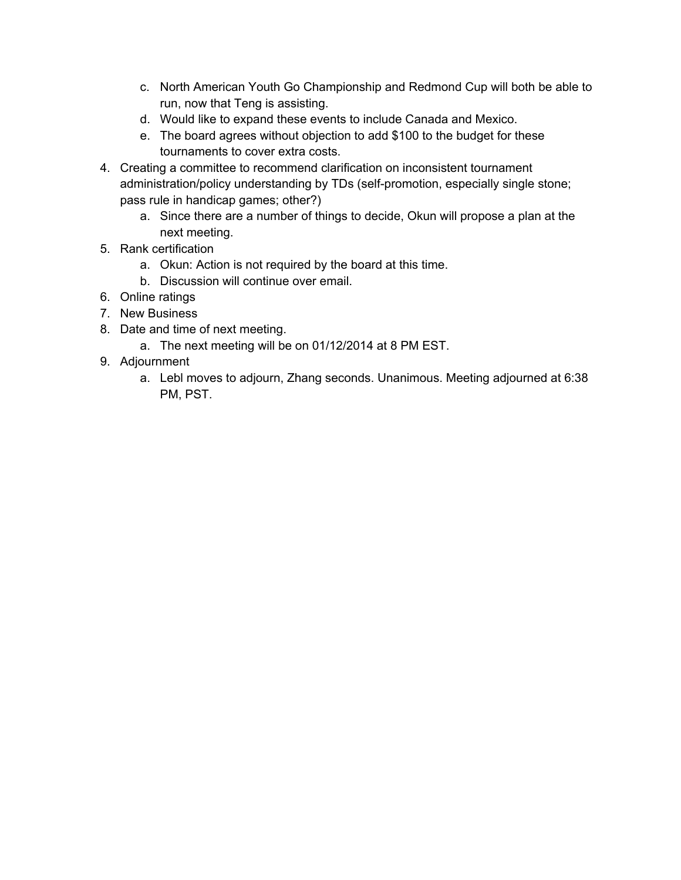c. North American Youth Go Championship and Redmond Cup will both be able to run, now that Teng is assisting.
d. Would like to expand these events to include Canada and Mexico.
e. The board agrees without objection to add $100 to the budget for these tournaments to cover extra costs.

4. Creating a committee to recommend clarification on inconsistent tournament administration/policy understanding by TDs (self-promotion, especially single stone; pass rule in handicap games; other?)
   a. Since there are a number of things to decide, Okun will propose a plan at the next meeting.
5. Rank certification
   a. Okun: Action is not required by the board at this time.
   b. Discussion will continue over email.
6. Online ratings
7. New Business
8. Date and time of next meeting.
   a. The next meeting will be on 01/12/2014 at 8 PM EST.
9. Adjournment
   a. Lebl moves to adjourn, Zhang seconds. Unanimous. Meeting adjourned at 6:38 PM, PST.